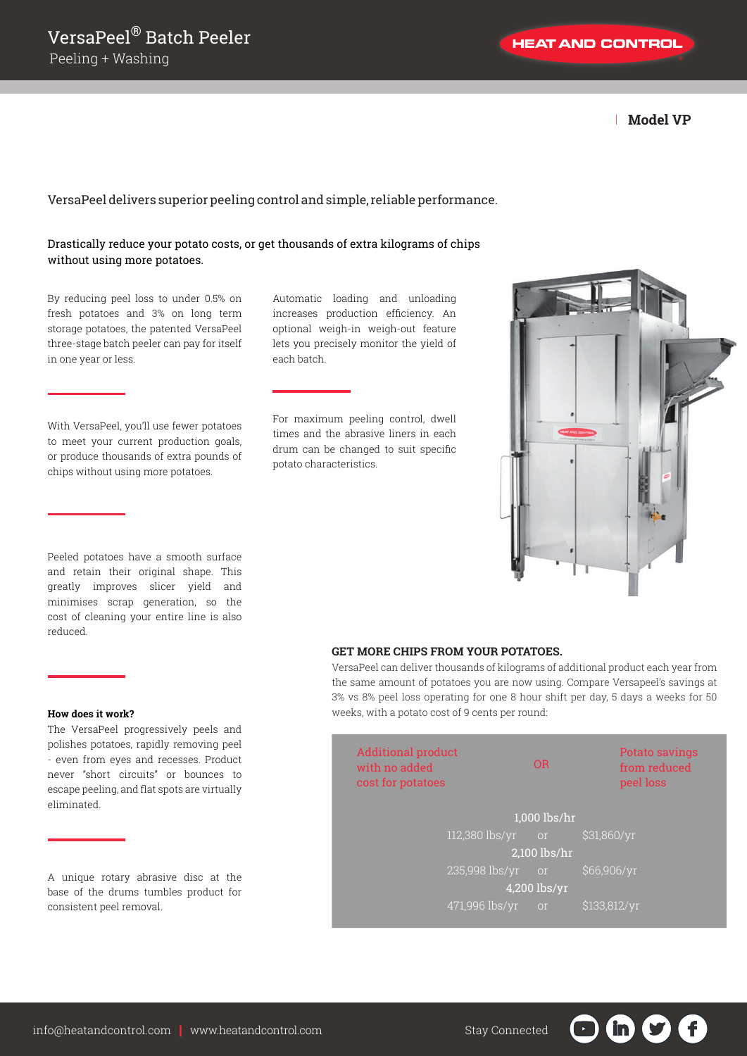# VersaPeel® Batch Peeler

Peeling + Washing

HEAT AND CONTROL

Model VP

VersaPeel delivers superior peeling control and simple, reliable performance.

Drastically reduce your potato costs, or get thousands of extra kilograms of chips without using more potatoes.

By reducing peel loss to under 0.5% on fresh potatoes and 3% on long term storage potatoes, the patented VersaPeel three-stage batch peeler can pay for itself in one year or less.

With VersaPeel, you'll use fewer potatoes to meet your current production goals, or produce thousands of extra pounds of chips without using more potatoes.

Peeled potatoes have a smooth surface and retain their original shape. This greatly improves slicer yield and minimises scrap generation, so the cost of cleaning your entire line is also reduced.

**How does it work?**

The VersaPeel progressively peels and polishes potatoes, rapidly removing peel - even from eyes and recesses. Product never "short circuits" or bounces to escape peeling, and flat spots are virtually eliminated.

A unique rotary abrasive disc at the base of the drums tumbles product for consistent peel removal.

Automatic loading and unloading increases production efficiency. An optional weigh-in weigh-out feature lets you precisely monitor the yield of each batch.

For maximum peeling control, dwell times and the abrasive liners in each drum can be changed to suit specific potato characteristics.

**GET MORE CHIPS FROM YOUR POTATOES.**

VersaPeel can deliver thousands of kilograms of additional product each year from the same amount of potatoes you are now using. Compare Versapeel's savings at 3% vs 8% peel loss operating for one 8 hour shift per day, 5 days a weeks for 50 weeks, with a potato cost of 9 cents per round:

| Additional product with no added cost for potatoes | OR | Potato savings from reduced peel loss |
|---|---|---|
| | 1,000 lbs/hr | |
| 112,380 lbs/yr | or | $31,860/yr |
| | 2,100 lbs/hr | |
| 235,998 lbs/yr | or | $66,906/yr |
| | 4,200 lbs/hr | |
| 471,996 lbs/yr | or | $133,812/yr |

info@heatandcontrol.com | www.heatandcontrol.com

Stay Connected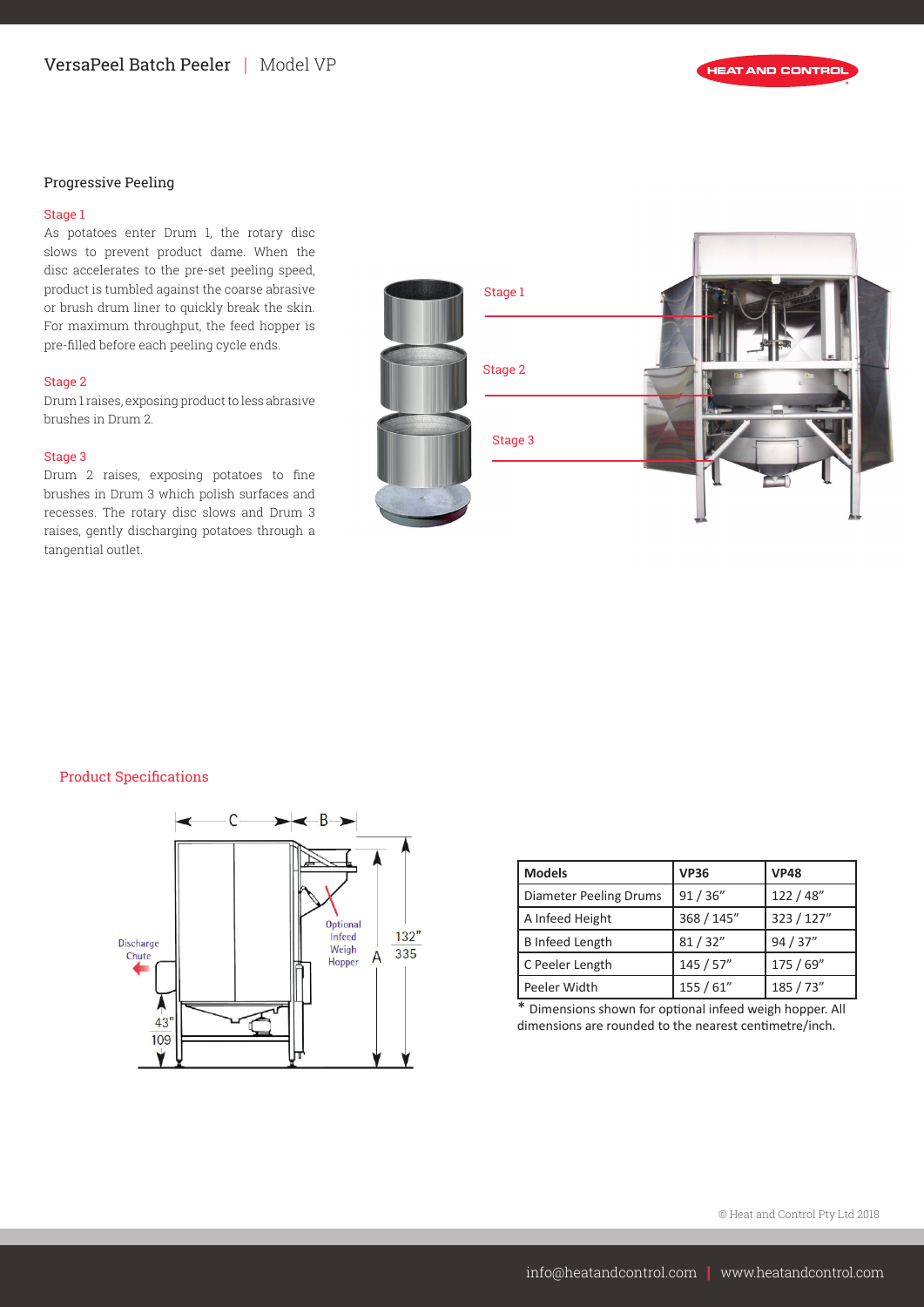VersaPeel Batch Peeler | Model VP

## Progressive Peeling

### Stage 1

As potatoes enter Drum 1, the rotary disc slows to prevent product dame. When the disc accelerates to the pre-set peeling speed, product is tumbled against the coarse abrasive or brush drum liner to quickly break the skin. For maximum throughput, the feed hopper is pre-filled before each peeling cycle ends.

### Stage 2

Drum 1 raises, exposing product to less abrasive brushes in Drum 2.

### Stage 3

Drum 2 raises, exposing potatoes to fine brushes in Drum 3 which polish surfaces and recesses. The rotary disc slows and Drum 3 raises, gently discharging potatoes through a tangential outlet.

Stage 1

Stage 2

Stage 3

## Product Specifications

C

B

Discharge Chute

Optional Infeed Weigh Hopper

A

132"

335

43"

109

| Models | VP36 | VP48 |
|---|---|---|
| Diameter Peeling Drums | 91 / 36" | 122 / 48" |
| A Infeed Height | 368 / 145" | 323 / 127" |
| B Infeed Length | 81 / 32" | 94 / 37" |
| C Peeler Length | 145 / 57" | 175 / 69" |
| Peeler Width | 155 / 61" | 185 / 73" |

* Dimensions shown for optional infeed weigh hopper. All dimensions are rounded to the nearest centimetre/inch.

© Heat and Control Pty Ltd 2018

info@heatandcontrol.com | www.heatandcontrol.com